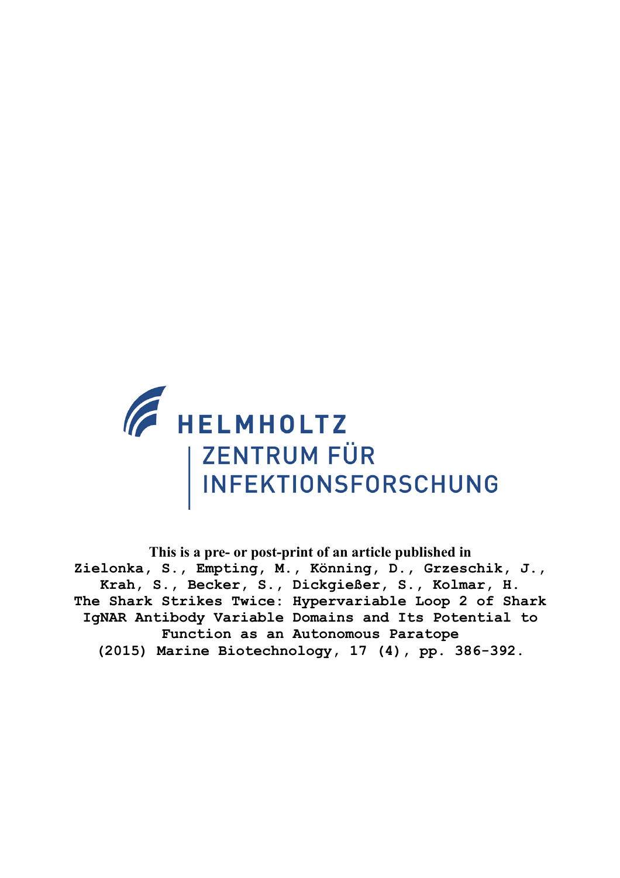HELMHOLTZ

ZENTRUM FÜR INFEKTIONSFORSCHUNG

**This is a pre- or post-print of an article published in**

Zielonka, S., Empting, M., Könning, D., Grzeschik, J., Krah, S., Becker, S., Dickgießer, S., Kolmar, H.
The Shark Strikes Twice: Hypervariable Loop 2 of Shark IgNAR Antibody Variable Domains and Its Potential to Function as an Autonomous Paratope
(2015) Marine Biotechnology, 17 (4), pp. 386-392.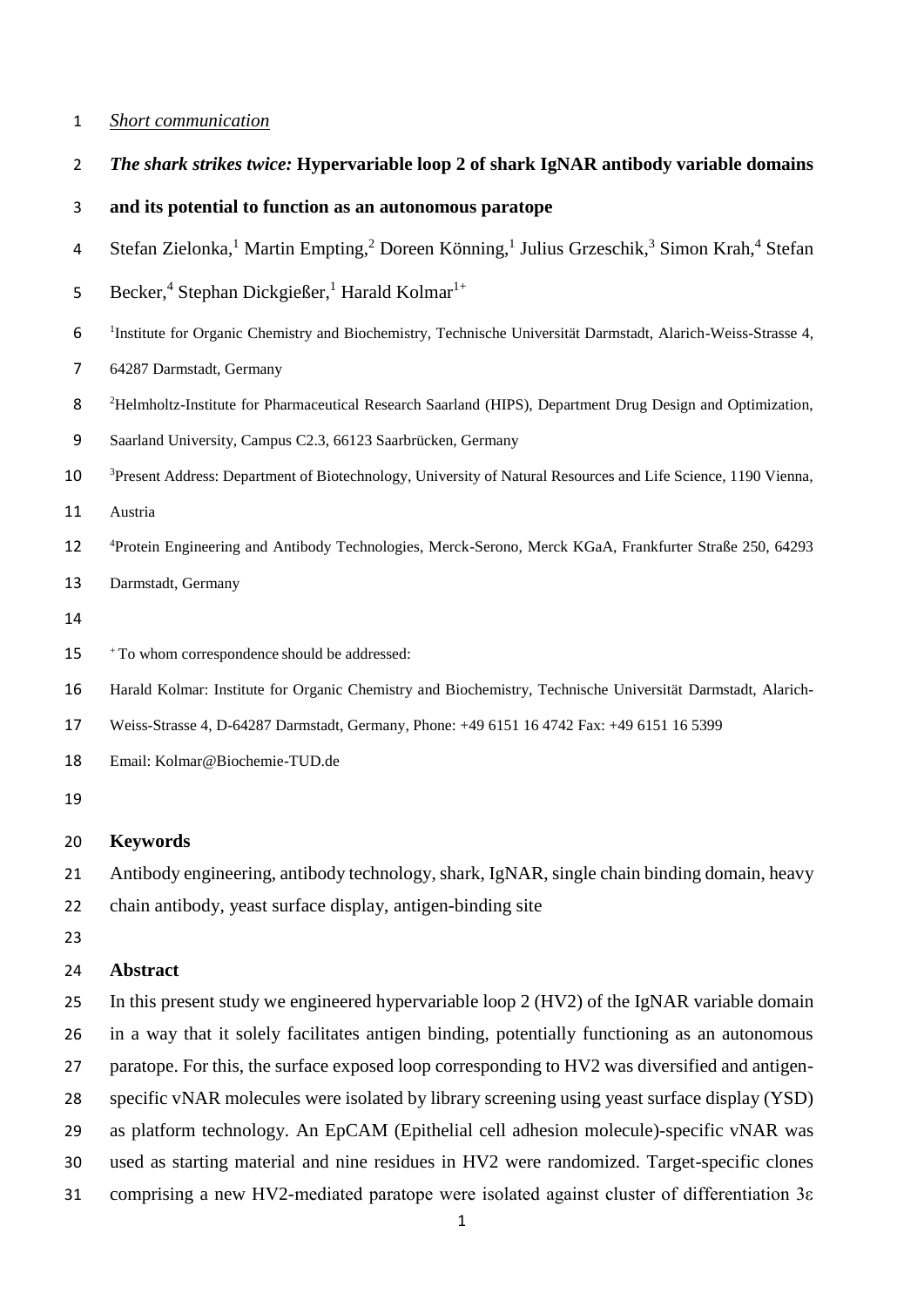*Short communication*

# *The shark strikes twice:* Hypervariable loop 2 of shark IgNAR antibody variable domains and its potential to function as an autonomous paratope

Stefan Zielonka,[1] Martin Empting,[2] Doreen Könning,[1] Julius Grzeschik,[3] Simon Krah,[4] Stefan Becker,[4] Stephan Dickgießer,[1] Harald Kolmar[1+]

[1]Institute for Organic Chemistry and Biochemistry, Technische Universität Darmstadt, Alarich-Weiss-Strasse 4, 64287 Darmstadt, Germany

[2]Helmholtz-Institute for Pharmaceutical Research Saarland (HIPS), Department Drug Design and Optimization, Saarland University, Campus C2.3, 66123 Saarbrücken, Germany

[3]Present Address: Department of Biotechnology, University of Natural Resources and Life Science, 1190 Vienna, Austria

[4]Protein Engineering and Antibody Technologies, Merck-Serono, Merck KGaA, Frankfurter Straße 250, 64293 Darmstadt, Germany

[+] To whom correspondence should be addressed:

Harald Kolmar: Institute for Organic Chemistry and Biochemistry, Technische Universität Darmstadt, Alarich-Weiss-Strasse 4, D-64287 Darmstadt, Germany, Phone: +49 6151 16 4742 Fax: +49 6151 16 5399

Email: Kolmar@Biochemie-TUD.de

## Keywords

Antibody engineering, antibody technology, shark, IgNAR, single chain binding domain, heavy chain antibody, yeast surface display, antigen-binding site

## Abstract

In this present study we engineered hypervariable loop 2 (HV2) of the IgNAR variable domain in a way that it solely facilitates antigen binding, potentially functioning as an autonomous paratope. For this, the surface exposed loop corresponding to HV2 was diversified and antigen-specific vNAR molecules were isolated by library screening using yeast surface display (YSD) as platform technology. An EpCAM (Epithelial cell adhesion molecule)-specific vNAR was used as starting material and nine residues in HV2 were randomized. Target-specific clones comprising a new HV2-mediated paratope were isolated against cluster of differentiation 3ε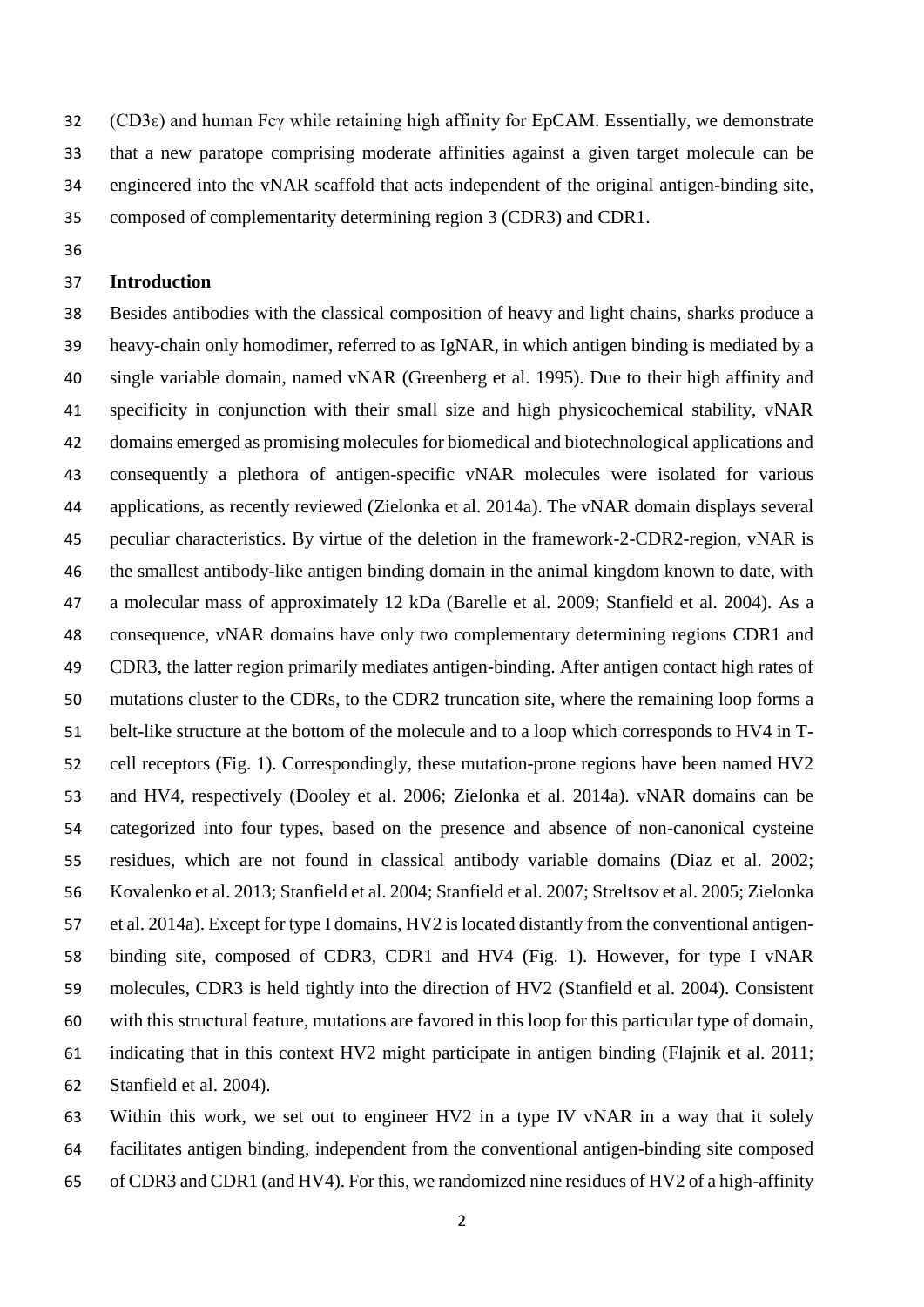(CD3ε) and human Fcγ while retaining high affinity for EpCAM. Essentially, we demonstrate that a new paratope comprising moderate affinities against a given target molecule can be engineered into the vNAR scaffold that acts independent of the original antigen-binding site, composed of complementarity determining region 3 (CDR3) and CDR1.

## Introduction

Besides antibodies with the classical composition of heavy and light chains, sharks produce a heavy-chain only homodimer, referred to as IgNAR, in which antigen binding is mediated by a single variable domain, named vNAR (Greenberg et al. 1995). Due to their high affinity and specificity in conjunction with their small size and high physicochemical stability, vNAR domains emerged as promising molecules for biomedical and biotechnological applications and consequently a plethora of antigen-specific vNAR molecules were isolated for various applications, as recently reviewed (Zielonka et al. 2014a). The vNAR domain displays several peculiar characteristics. By virtue of the deletion in the framework-2-CDR2-region, vNAR is the smallest antibody-like antigen binding domain in the animal kingdom known to date, with a molecular mass of approximately 12 kDa (Barelle et al. 2009; Stanfield et al. 2004). As a consequence, vNAR domains have only two complementary determining regions CDR1 and CDR3, the latter region primarily mediates antigen-binding. After antigen contact high rates of mutations cluster to the CDRs, to the CDR2 truncation site, where the remaining loop forms a belt-like structure at the bottom of the molecule and to a loop which corresponds to HV4 in T-cell receptors (Fig. 1). Correspondingly, these mutation-prone regions have been named HV2 and HV4, respectively (Dooley et al. 2006; Zielonka et al. 2014a). vNAR domains can be categorized into four types, based on the presence and absence of non-canonical cysteine residues, which are not found in classical antibody variable domains (Diaz et al. 2002; Kovalenko et al. 2013; Stanfield et al. 2004; Stanfield et al. 2007; Streltsov et al. 2005; Zielonka et al. 2014a). Except for type I domains, HV2 is located distantly from the conventional antigen-binding site, composed of CDR3, CDR1 and HV4 (Fig. 1). However, for type I vNAR molecules, CDR3 is held tightly into the direction of HV2 (Stanfield et al. 2004). Consistent with this structural feature, mutations are favored in this loop for this particular type of domain, indicating that in this context HV2 might participate in antigen binding (Flajnik et al. 2011; Stanfield et al. 2004).

Within this work, we set out to engineer HV2 in a type IV vNAR in a way that it solely facilitates antigen binding, independent from the conventional antigen-binding site composed of CDR3 and CDR1 (and HV4). For this, we randomized nine residues of HV2 of a high-affinity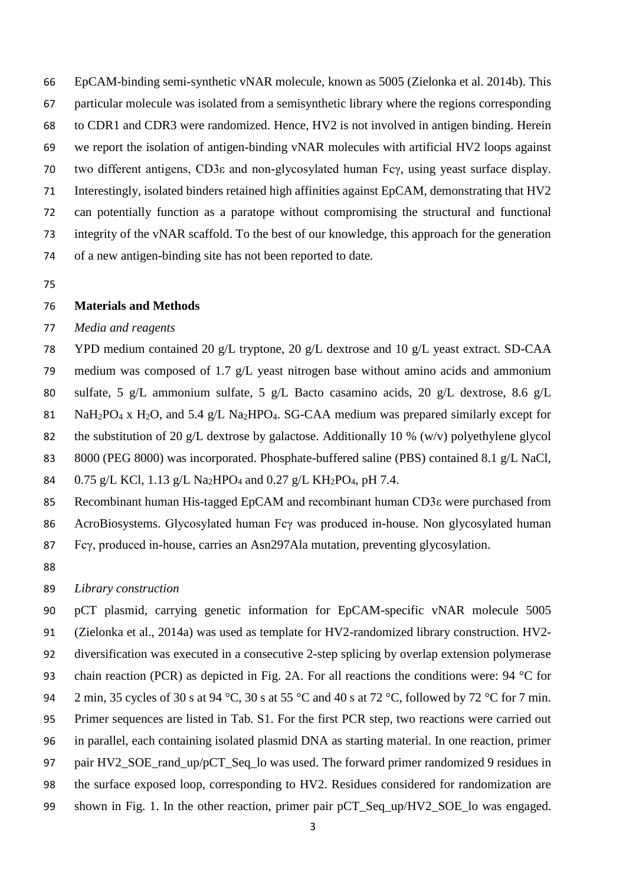EpCAM-binding semi-synthetic vNAR molecule, known as 5005 (Zielonka et al. 2014b). This particular molecule was isolated from a semisynthetic library where the regions corresponding to CDR1 and CDR3 were randomized. Hence, HV2 is not involved in antigen binding. Herein we report the isolation of antigen-binding vNAR molecules with artificial HV2 loops against two different antigens, CD3ε and non-glycosylated human Fcγ, using yeast surface display. Interestingly, isolated binders retained high affinities against EpCAM, demonstrating that HV2 can potentially function as a paratope without compromising the structural and functional integrity of the vNAR scaffold. To the best of our knowledge, this approach for the generation of a new antigen-binding site has not been reported to date.

## Materials and Methods

### *Media and reagents*

YPD medium contained 20 g/L tryptone, 20 g/L dextrose and 10 g/L yeast extract. SD-CAA medium was composed of 1.7 g/L yeast nitrogen base without amino acids and ammonium sulfate, 5 g/L ammonium sulfate, 5 g/L Bacto casamino acids, 20 g/L dextrose, 8.6 g/L $NaH_2PO_4$ x $H_2O$, and 5.4 g/L $Na_2HPO_4$. SG-CAA medium was prepared similarly except for the substitution of 20 g/L dextrose by galactose. Additionally 10 % (w/v) polyethylene glycol 8000 (PEG 8000) was incorporated. Phosphate-buffered saline (PBS) contained 8.1 g/L NaCl, 0.75 g/L KCl, 1.13 g/L $Na_2HPO_4$ and 0.27 g/L $KH_2PO_4$, pH 7.4.

Recombinant human His-tagged EpCAM and recombinant human CD3ε were purchased from AcroBiosystems. Glycosylated human Fcγ was produced in-house. Non glycosylated human Fcγ, produced in-house, carries an Asn297Ala mutation, preventing glycosylation.

### *Library construction*

pCT plasmid, carrying genetic information for EpCAM-specific vNAR molecule 5005 (Zielonka et al., 2014a) was used as template for HV2-randomized library construction. HV2-diversification was executed in a consecutive 2-step splicing by overlap extension polymerase chain reaction (PCR) as depicted in Fig. 2A. For all reactions the conditions were: 94 °C for 2 min, 35 cycles of 30 s at 94 °C, 30 s at 55 °C and 40 s at 72 °C, followed by 72 °C for 7 min. Primer sequences are listed in Tab. S1. For the first PCR step, two reactions were carried out in parallel, each containing isolated plasmid DNA as starting material. In one reaction, primer pair HV2_SOE_rand_up/pCT_Seq_lo was used. The forward primer randomized 9 residues in the surface exposed loop, corresponding to HV2. Residues considered for randomization are shown in Fig. 1. In the other reaction, primer pair pCT_Seq_up/HV2_SOE_lo was engaged.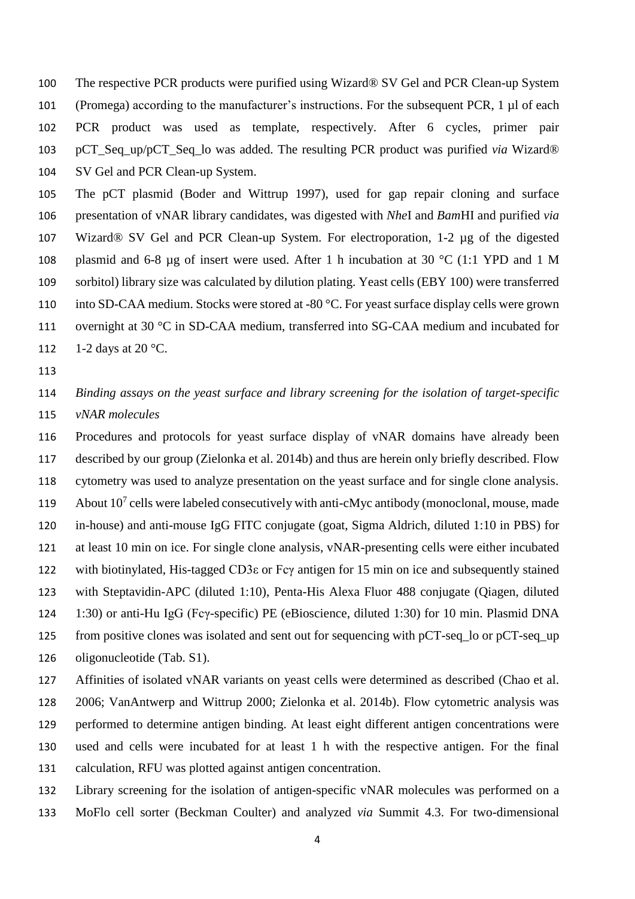The respective PCR products were purified using Wizard® SV Gel and PCR Clean-up System (Promega) according to the manufacturer's instructions. For the subsequent PCR, 1 µl of each PCR product was used as template, respectively. After 6 cycles, primer pair pCT_Seq_up/pCT_Seq_lo was added. The resulting PCR product was purified *via* Wizard® SV Gel and PCR Clean-up System.

The pCT plasmid (Boder and Wittrup 1997), used for gap repair cloning and surface presentation of vNAR library candidates, was digested with *Nhe*I and *Bam*HI and purified *via* Wizard® SV Gel and PCR Clean-up System. For electroporation, 1-2 µg of the digested plasmid and 6-8 µg of insert were used. After 1 h incubation at 30 °C (1:1 YPD and 1 M sorbitol) library size was calculated by dilution plating. Yeast cells (EBY 100) were transferred into SD-CAA medium. Stocks were stored at -80 °C. For yeast surface display cells were grown overnight at 30 °C in SD-CAA medium, transferred into SG-CAA medium and incubated for 1-2 days at 20 °C.

*Binding assays on the yeast surface and library screening for the isolation of target-specific vNAR molecules*

Procedures and protocols for yeast surface display of vNAR domains have already been described by our group (Zielonka et al. 2014b) and thus are herein only briefly described. Flow cytometry was used to analyze presentation on the yeast surface and for single clone analysis. About $10^7$ cells were labeled consecutively with anti-cMyc antibody (monoclonal, mouse, made in-house) and anti-mouse IgG FITC conjugate (goat, Sigma Aldrich, diluted 1:10 in PBS) for at least 10 min on ice. For single clone analysis, vNAR-presenting cells were either incubated with biotinylated, His-tagged CD3ε or Fcγ antigen for 15 min on ice and subsequently stained with Steptavidin-APC (diluted 1:10), Penta-His Alexa Fluor 488 conjugate (Qiagen, diluted 1:30) or anti-Hu IgG (Fcγ-specific) PE (eBioscience, diluted 1:30) for 10 min. Plasmid DNA from positive clones was isolated and sent out for sequencing with pCT-seq_lo or pCT-seq_up oligonucleotide (Tab. S1).

Affinities of isolated vNAR variants on yeast cells were determined as described (Chao et al. 2006; VanAntwerp and Wittrup 2000; Zielonka et al. 2014b). Flow cytometric analysis was performed to determine antigen binding. At least eight different antigen concentrations were used and cells were incubated for at least 1 h with the respective antigen. For the final calculation, RFU was plotted against antigen concentration.

Library screening for the isolation of antigen-specific vNAR molecules was performed on a MoFlo cell sorter (Beckman Coulter) and analyzed *via* Summit 4.3. For two-dimensional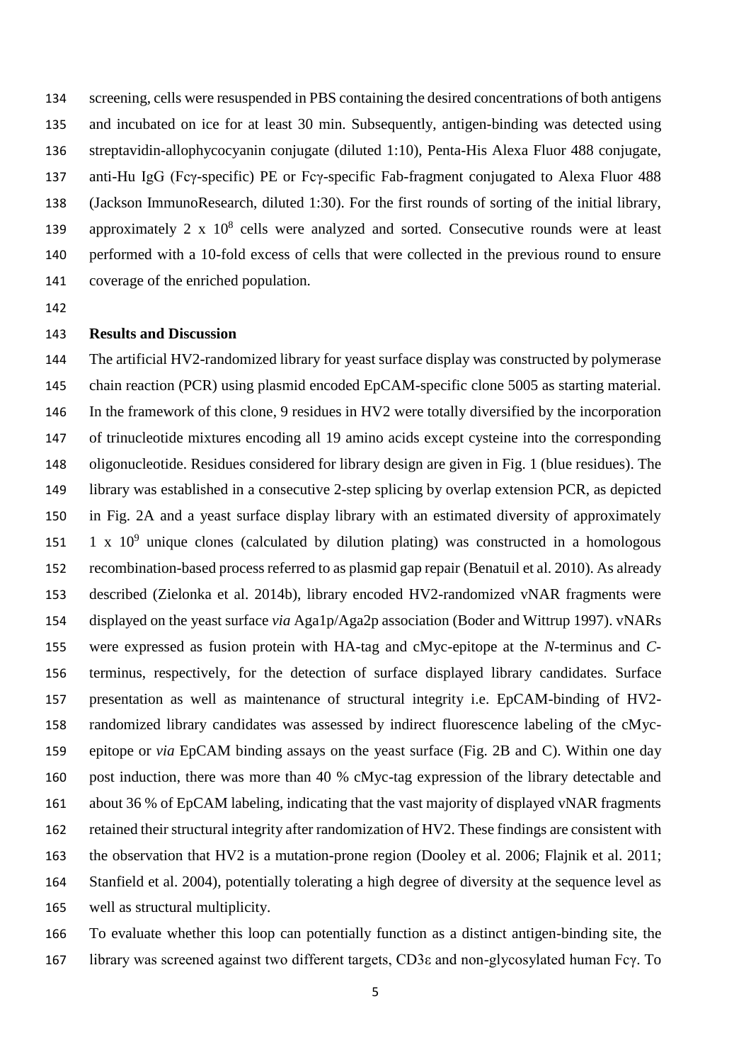screening, cells were resuspended in PBS containing the desired concentrations of both antigens and incubated on ice for at least 30 min. Subsequently, antigen-binding was detected using streptavidin-allophycocyanin conjugate (diluted 1:10), Penta-His Alexa Fluor 488 conjugate, anti-Hu IgG (Fcγ-specific) PE or Fcγ-specific Fab-fragment conjugated to Alexa Fluor 488 (Jackson ImmunoResearch, diluted 1:30). For the first rounds of sorting of the initial library, approximately 2 x $10^8$ cells were analyzed and sorted. Consecutive rounds were at least performed with a 10-fold excess of cells that were collected in the previous round to ensure coverage of the enriched population.

## Results and Discussion

The artificial HV2-randomized library for yeast surface display was constructed by polymerase chain reaction (PCR) using plasmid encoded EpCAM-specific clone 5005 as starting material. In the framework of this clone, 9 residues in HV2 were totally diversified by the incorporation of trinucleotide mixtures encoding all 19 amino acids except cysteine into the corresponding oligonucleotide. Residues considered for library design are given in Fig. 1 (blue residues). The library was established in a consecutive 2-step splicing by overlap extension PCR, as depicted in Fig. 2A and a yeast surface display library with an estimated diversity of approximately 1 x $10^9$ unique clones (calculated by dilution plating) was constructed in a homologous recombination-based process referred to as plasmid gap repair (Benatuil et al. 2010). As already described (Zielonka et al. 2014b), library encoded HV2-randomized vNAR fragments were displayed on the yeast surface *via* Aga1p/Aga2p association (Boder and Wittrup 1997). vNARs were expressed as fusion protein with HA-tag and cMyc-epitope at the *N*-terminus and *C*-terminus, respectively, for the detection of surface displayed library candidates. Surface presentation as well as maintenance of structural integrity i.e. EpCAM-binding of HV2-randomized library candidates was assessed by indirect fluorescence labeling of the cMyc-epitope or *via* EpCAM binding assays on the yeast surface (Fig. 2B and C). Within one day post induction, there was more than 40 % cMyc-tag expression of the library detectable and about 36 % of EpCAM labeling, indicating that the vast majority of displayed vNAR fragments retained their structural integrity after randomization of HV2. These findings are consistent with the observation that HV2 is a mutation-prone region (Dooley et al. 2006; Flajnik et al. 2011; Stanfield et al. 2004), potentially tolerating a high degree of diversity at the sequence level as well as structural multiplicity.

To evaluate whether this loop can potentially function as a distinct antigen-binding site, the library was screened against two different targets, CD3ε and non-glycosylated human Fcγ. To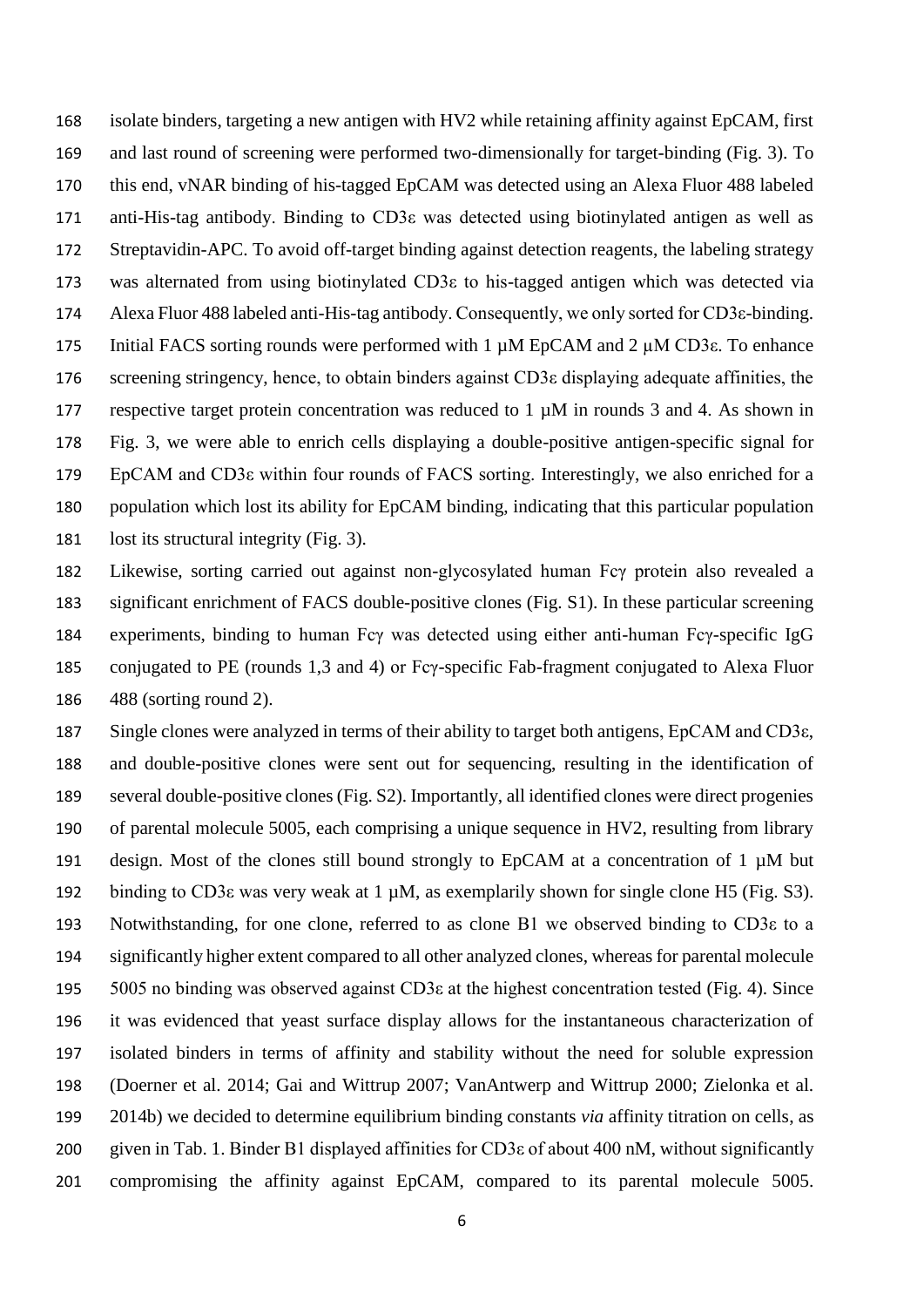isolate binders, targeting a new antigen with HV2 while retaining affinity against EpCAM, first and last round of screening were performed two-dimensionally for target-binding (Fig. 3). To this end, vNAR binding of his-tagged EpCAM was detected using an Alexa Fluor 488 labeled anti-His-tag antibody. Binding to CD3ε was detected using biotinylated antigen as well as Streptavidin-APC. To avoid off-target binding against detection reagents, the labeling strategy was alternated from using biotinylated CD3ε to his-tagged antigen which was detected via Alexa Fluor 488 labeled anti-His-tag antibody. Consequently, we only sorted for CD3ε-binding. Initial FACS sorting rounds were performed with 1 µM EpCAM and 2 µM CD3ε. To enhance screening stringency, hence, to obtain binders against CD3ε displaying adequate affinities, the respective target protein concentration was reduced to 1 µM in rounds 3 and 4. As shown in Fig. 3, we were able to enrich cells displaying a double-positive antigen-specific signal for EpCAM and CD3ε within four rounds of FACS sorting. Interestingly, we also enriched for a population which lost its ability for EpCAM binding, indicating that this particular population lost its structural integrity (Fig. 3).

Likewise, sorting carried out against non-glycosylated human Fcγ protein also revealed a significant enrichment of FACS double-positive clones (Fig. S1). In these particular screening experiments, binding to human Fcγ was detected using either anti-human Fcγ-specific IgG conjugated to PE (rounds 1,3 and 4) or Fcγ-specific Fab-fragment conjugated to Alexa Fluor 488 (sorting round 2).

Single clones were analyzed in terms of their ability to target both antigens, EpCAM and CD3ε, and double-positive clones were sent out for sequencing, resulting in the identification of several double-positive clones (Fig. S2). Importantly, all identified clones were direct progenies of parental molecule 5005, each comprising a unique sequence in HV2, resulting from library design. Most of the clones still bound strongly to EpCAM at a concentration of 1 µM but binding to CD3ε was very weak at 1 µM, as exemplarily shown for single clone H5 (Fig. S3). Notwithstanding, for one clone, referred to as clone B1 we observed binding to CD3ε to a significantly higher extent compared to all other analyzed clones, whereas for parental molecule 5005 no binding was observed against CD3ε at the highest concentration tested (Fig. 4). Since it was evidenced that yeast surface display allows for the instantaneous characterization of isolated binders in terms of affinity and stability without the need for soluble expression (Doerner et al. 2014; Gai and Wittrup 2007; VanAntwerp and Wittrup 2000; Zielonka et al. 2014b) we decided to determine equilibrium binding constants *via* affinity titration on cells, as given in Tab. 1. Binder B1 displayed affinities for CD3ε of about 400 nM, without significantly compromising the affinity against EpCAM, compared to its parental molecule 5005.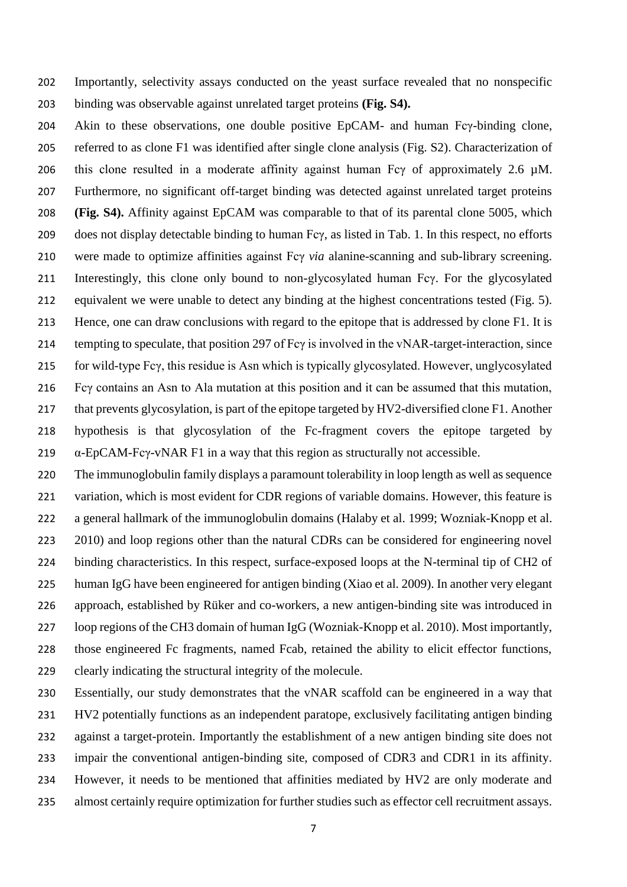Importantly, selectivity assays conducted on the yeast surface revealed that no nonspecific binding was observable against unrelated target proteins **(Fig. S4).**

Akin to these observations, one double positive EpCAM- and human Fcγ-binding clone, referred to as clone F1 was identified after single clone analysis (Fig. S2). Characterization of this clone resulted in a moderate affinity against human Fcγ of approximately 2.6 µM. Furthermore, no significant off-target binding was detected against unrelated target proteins **(Fig. S4).** Affinity against EpCAM was comparable to that of its parental clone 5005, which does not display detectable binding to human Fcγ, as listed in Tab. 1. In this respect, no efforts were made to optimize affinities against Fcγ *via* alanine-scanning and sub-library screening. Interestingly, this clone only bound to non-glycosylated human Fcγ. For the glycosylated equivalent we were unable to detect any binding at the highest concentrations tested (Fig. 5). Hence, one can draw conclusions with regard to the epitope that is addressed by clone F1. It is tempting to speculate, that position 297 of Fcγ is involved in the vNAR-target-interaction, since for wild-type Fcγ, this residue is Asn which is typically glycosylated. However, unglycosylated Fcγ contains an Asn to Ala mutation at this position and it can be assumed that this mutation, that prevents glycosylation, is part of the epitope targeted by HV2-diversified clone F1. Another hypothesis is that glycosylation of the Fc-fragment covers the epitope targeted by α-EpCAM-Fcγ-vNAR F1 in a way that this region as structurally not accessible.

The immunoglobulin family displays a paramount tolerability in loop length as well as sequence variation, which is most evident for CDR regions of variable domains. However, this feature is a general hallmark of the immunoglobulin domains (Halaby et al. 1999; Wozniak-Knopp et al. 2010) and loop regions other than the natural CDRs can be considered for engineering novel binding characteristics. In this respect, surface-exposed loops at the N-terminal tip of CH2 of human IgG have been engineered for antigen binding (Xiao et al. 2009). In another very elegant approach, established by Rüker and co-workers, a new antigen-binding site was introduced in loop regions of the CH3 domain of human IgG (Wozniak-Knopp et al. 2010). Most importantly, those engineered Fc fragments, named Fcab, retained the ability to elicit effector functions, clearly indicating the structural integrity of the molecule.

Essentially, our study demonstrates that the vNAR scaffold can be engineered in a way that HV2 potentially functions as an independent paratope, exclusively facilitating antigen binding against a target-protein. Importantly the establishment of a new antigen binding site does not impair the conventional antigen-binding site, composed of CDR3 and CDR1 in its affinity. However, it needs to be mentioned that affinities mediated by HV2 are only moderate and almost certainly require optimization for further studies such as effector cell recruitment assays.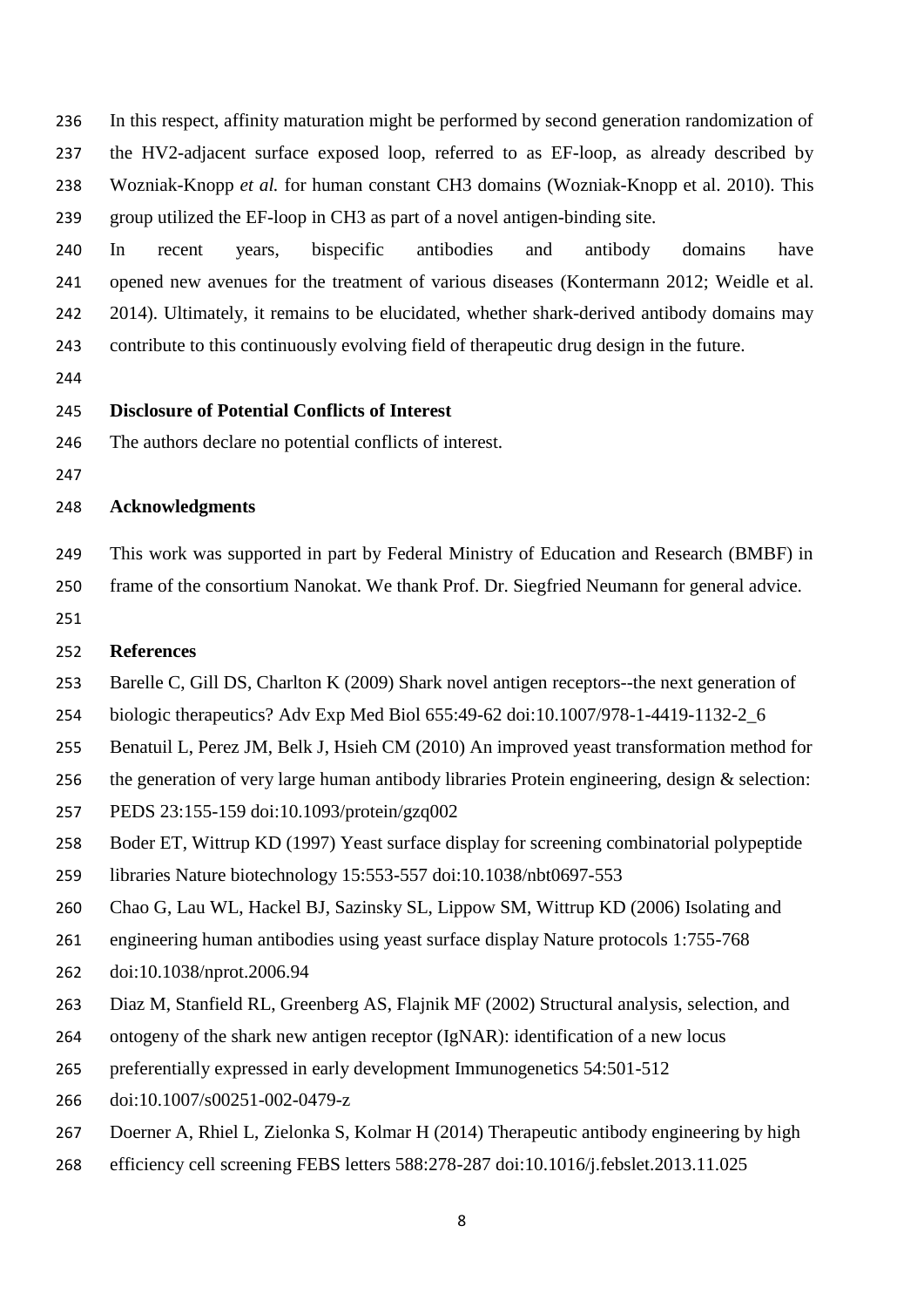In this respect, affinity maturation might be performed by second generation randomization of the HV2-adjacent surface exposed loop, referred to as EF-loop, as already described by Wozniak-Knopp *et al.* for human constant CH3 domains (Wozniak-Knopp et al. 2010). This group utilized the EF-loop in CH3 as part of a novel antigen-binding site.

In recent years, bispecific antibodies and antibody domains have opened new avenues for the treatment of various diseases (Kontermann 2012; Weidle et al. 2014). Ultimately, it remains to be elucidated, whether shark-derived antibody domains may contribute to this continuously evolving field of therapeutic drug design in the future.

## Disclosure of Potential Conflicts of Interest

The authors declare no potential conflicts of interest.

## Acknowledgments

This work was supported in part by Federal Ministry of Education and Research (BMBF) in frame of the consortium Nanokat. We thank Prof. Dr. Siegfried Neumann for general advice.

## References

Barelle C, Gill DS, Charlton K (2009) Shark novel antigen receptors--the next generation of biologic therapeutics? Adv Exp Med Biol 655:49-62 doi:10.1007/978-1-4419-1132-2_6

Benatuil L, Perez JM, Belk J, Hsieh CM (2010) An improved yeast transformation method for the generation of very large human antibody libraries Protein engineering, design & selection: PEDS 23:155-159 doi:10.1093/protein/gzq002

Boder ET, Wittrup KD (1997) Yeast surface display for screening combinatorial polypeptide libraries Nature biotechnology 15:553-557 doi:10.1038/nbt0697-553

Chao G, Lau WL, Hackel BJ, Sazinsky SL, Lippow SM, Wittrup KD (2006) Isolating and engineering human antibodies using yeast surface display Nature protocols 1:755-768 doi:10.1038/nprot.2006.94

Diaz M, Stanfield RL, Greenberg AS, Flajnik MF (2002) Structural analysis, selection, and ontogeny of the shark new antigen receptor (IgNAR): identification of a new locus preferentially expressed in early development Immunogenetics 54:501-512 doi:10.1007/s00251-002-0479-z

Doerner A, Rhiel L, Zielonka S, Kolmar H (2014) Therapeutic antibody engineering by high efficiency cell screening FEBS letters 588:278-287 doi:10.1016/j.febslet.2013.11.025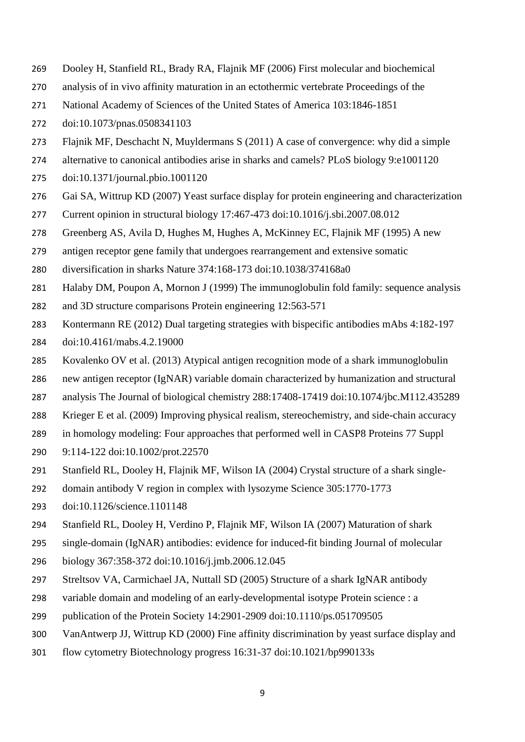Dooley H, Stanfield RL, Brady RA, Flajnik MF (2006) First molecular and biochemical analysis of in vivo affinity maturation in an ectothermic vertebrate Proceedings of the National Academy of Sciences of the United States of America 103:1846-1851 doi:10.1073/pnas.0508341103

Flajnik MF, Deschacht N, Muyldermans S (2011) A case of convergence: why did a simple alternative to canonical antibodies arise in sharks and camels? PLoS biology 9:e1001120 doi:10.1371/journal.pbio.1001120

Gai SA, Wittrup KD (2007) Yeast surface display for protein engineering and characterization Current opinion in structural biology 17:467-473 doi:10.1016/j.sbi.2007.08.012

Greenberg AS, Avila D, Hughes M, Hughes A, McKinney EC, Flajnik MF (1995) A new antigen receptor gene family that undergoes rearrangement and extensive somatic diversification in sharks Nature 374:168-173 doi:10.1038/374168a0

Halaby DM, Poupon A, Mornon J (1999) The immunoglobulin fold family: sequence analysis and 3D structure comparisons Protein engineering 12:563-571

Kontermann RE (2012) Dual targeting strategies with bispecific antibodies mAbs 4:182-197 doi:10.4161/mabs.4.2.19000

Kovalenko OV et al. (2013) Atypical antigen recognition mode of a shark immunoglobulin new antigen receptor (IgNAR) variable domain characterized by humanization and structural analysis The Journal of biological chemistry 288:17408-17419 doi:10.1074/jbc.M112.435289

Krieger E et al. (2009) Improving physical realism, stereochemistry, and side-chain accuracy in homology modeling: Four approaches that performed well in CASP8 Proteins 77 Suppl 9:114-122 doi:10.1002/prot.22570

Stanfield RL, Dooley H, Flajnik MF, Wilson IA (2004) Crystal structure of a shark single-domain antibody V region in complex with lysozyme Science 305:1770-1773 doi:10.1126/science.1101148

Stanfield RL, Dooley H, Verdino P, Flajnik MF, Wilson IA (2007) Maturation of shark single-domain (IgNAR) antibodies: evidence for induced-fit binding Journal of molecular biology 367:358-372 doi:10.1016/j.jmb.2006.12.045

Streltsov VA, Carmichael JA, Nuttall SD (2005) Structure of a shark IgNAR antibody variable domain and modeling of an early-developmental isotype Protein science : a publication of the Protein Society 14:2901-2909 doi:10.1110/ps.051709505

VanAntwerp JJ, Wittrup KD (2000) Fine affinity discrimination by yeast surface display and flow cytometry Biotechnology progress 16:31-37 doi:10.1021/bp990133s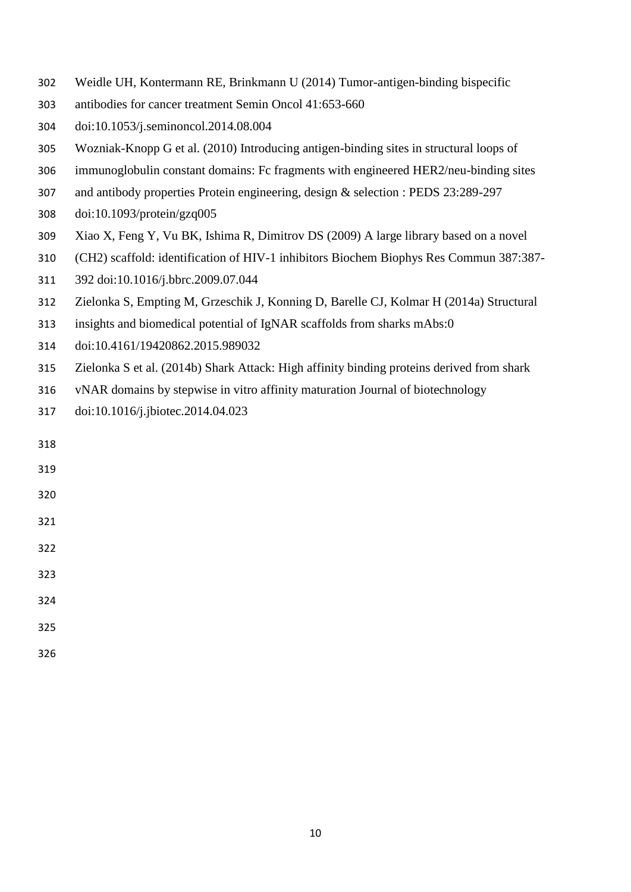Weidle UH, Kontermann RE, Brinkmann U (2014) Tumor-antigen-binding bispecific antibodies for cancer treatment Semin Oncol 41:653-660 doi:10.1053/j.seminoncol.2014.08.004

Wozniak-Knopp G et al. (2010) Introducing antigen-binding sites in structural loops of immunoglobulin constant domains: Fc fragments with engineered HER2/neu-binding sites and antibody properties Protein engineering, design & selection : PEDS 23:289-297 doi:10.1093/protein/gzq005

Xiao X, Feng Y, Vu BK, Ishima R, Dimitrov DS (2009) A large library based on a novel (CH2) scaffold: identification of HIV-1 inhibitors Biochem Biophys Res Commun 387:387-392 doi:10.1016/j.bbrc.2009.07.044

Zielonka S, Empting M, Grzeschik J, Konning D, Barelle CJ, Kolmar H (2014a) Structural insights and biomedical potential of IgNAR scaffolds from sharks mAbs:0 doi:10.4161/19420862.2015.989032

Zielonka S et al. (2014b) Shark Attack: High affinity binding proteins derived from shark vNAR domains by stepwise in vitro affinity maturation Journal of biotechnology doi:10.1016/j.jbiotec.2014.04.023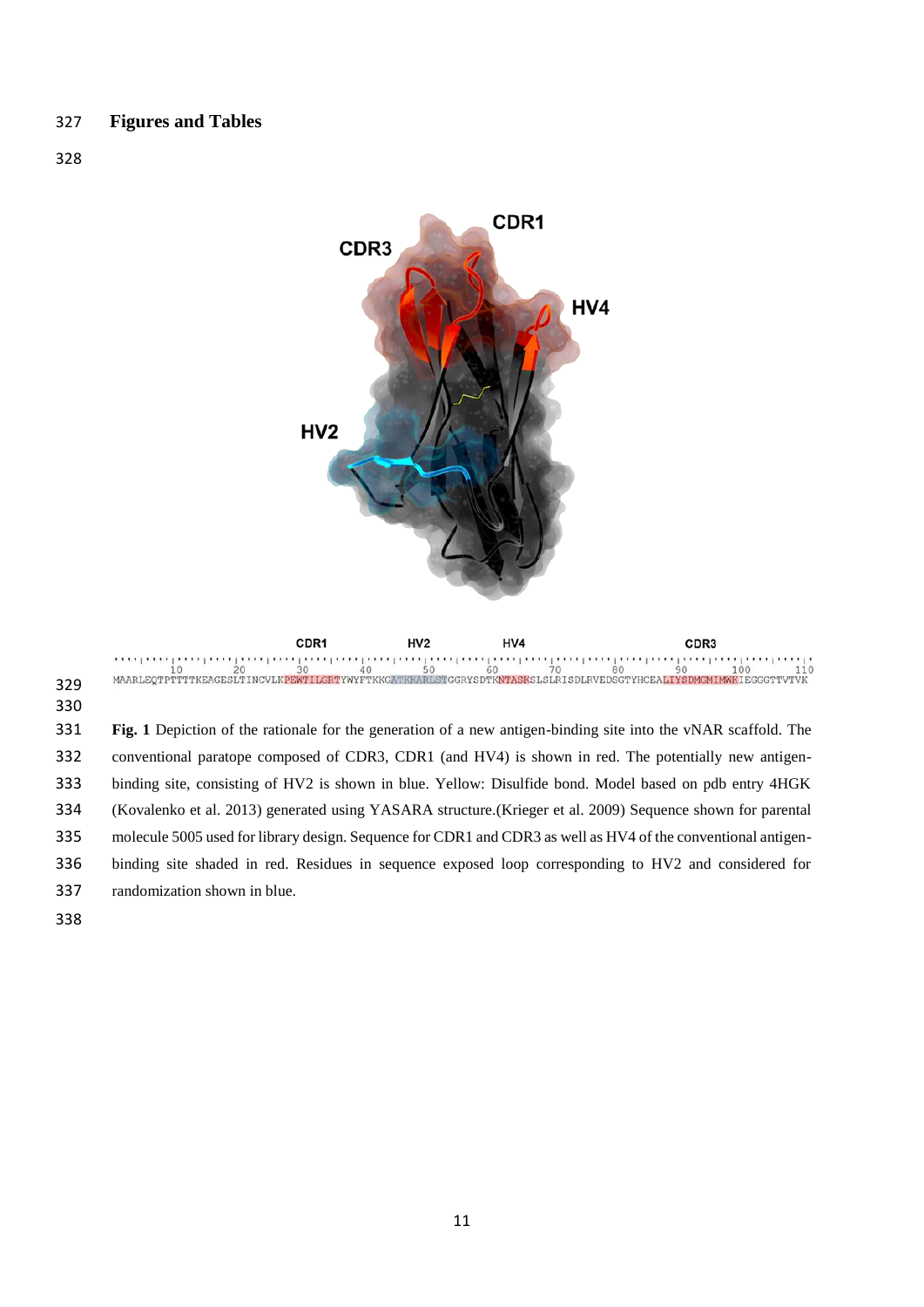## Figures and Tables

MAARLEQTPTTTTKEAGESLTINCVLKPEWTILGRTYWYFTKKGATKKARLSTGGRYSDTKNTASKSLSLRISDLRVEDSGTYHCEALIYSDMGMIMWKIEGGGTTVTVK

**Fig. 1** Depiction of the rationale for the generation of a new antigen-binding site into the vNAR scaffold. The conventional paratope composed of CDR3, CDR1 (and HV4) is shown in red. The potentially new antigen-binding site, consisting of HV2 is shown in blue. Yellow: Disulfide bond. Model based on pdb entry 4HGK (Kovalenko et al. 2013) generated using YASARA structure.(Krieger et al. 2009) Sequence shown for parental molecule 5005 used for library design. Sequence for CDR1 and CDR3 as well as HV4 of the conventional antigen-binding site shaded in red. Residues in sequence exposed loop corresponding to HV2 and considered for randomization shown in blue.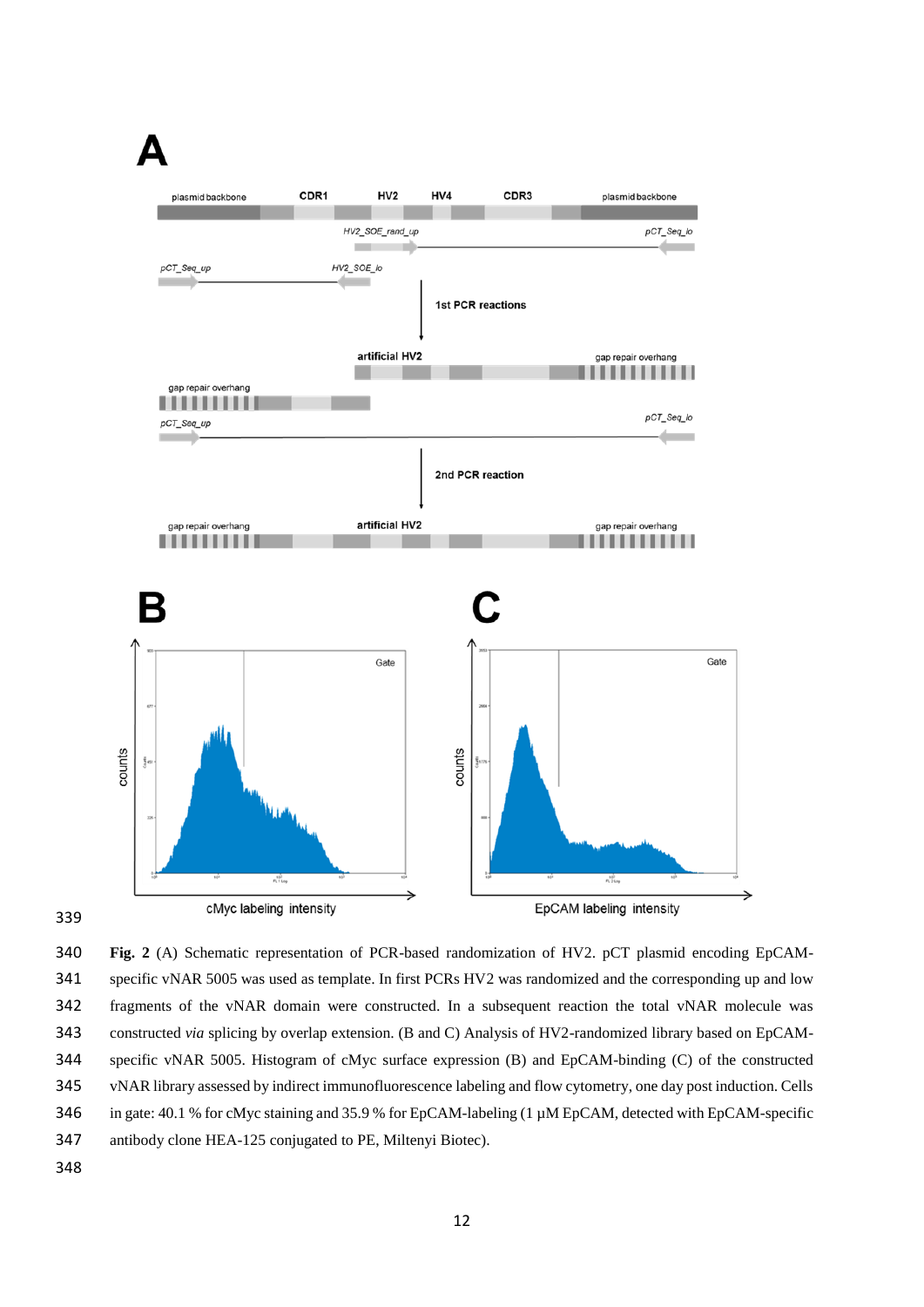**Fig. 2** (A) Schematic representation of PCR-based randomization of HV2. pCT plasmid encoding EpCAM-specific vNAR 5005 was used as template. In first PCRs HV2 was randomized and the corresponding up and low fragments of the vNAR domain were constructed. In a subsequent reaction the total vNAR molecule was constructed *via* splicing by overlap extension. (B and C) Analysis of HV2-randomized library based on EpCAM-specific vNAR 5005. Histogram of cMyc surface expression (B) and EpCAM-binding (C) of the constructed vNAR library assessed by indirect immunofluorescence labeling and flow cytometry, one day post induction. Cells in gate: 40.1 % for cMyc staining and 35.9 % for EpCAM-labeling (1 µM EpCAM, detected with EpCAM-specific antibody clone HEA-125 conjugated to PE, Miltenyi Biotec).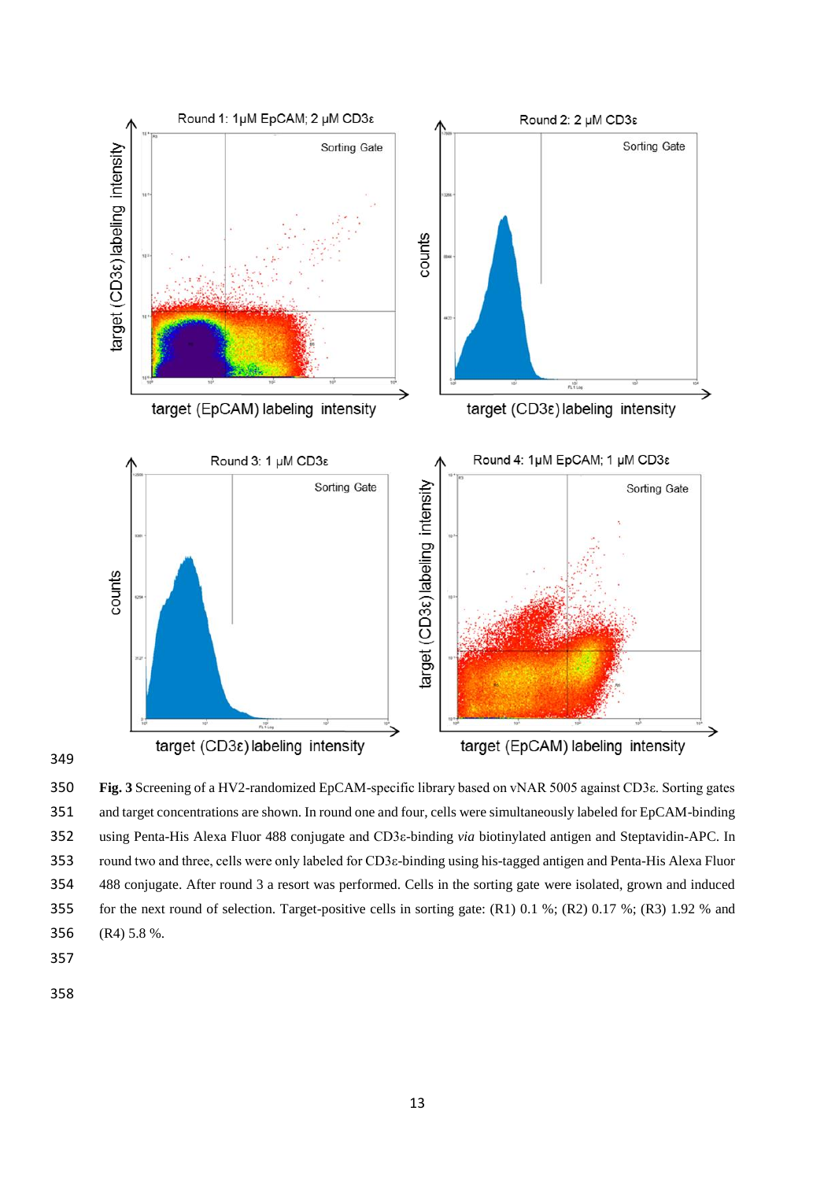**Fig. 3** Screening of a HV2-randomized EpCAM-specific library based on vNAR 5005 against CD3ε. Sorting gates and target concentrations are shown. In round one and four, cells were simultaneously labeled for EpCAM-binding using Penta-His Alexa Fluor 488 conjugate and CD3ε-binding *via* biotinylated antigen and Steptavidin-APC. In round two and three, cells were only labeled for CD3ε-binding using his-tagged antigen and Penta-His Alexa Fluor 488 conjugate. After round 3 a resort was performed. Cells in the sorting gate were isolated, grown and induced for the next round of selection. Target-positive cells in sorting gate: (R1) 0.1 %; (R2) 0.17 %; (R3) 1.92 % and (R4) 5.8 %.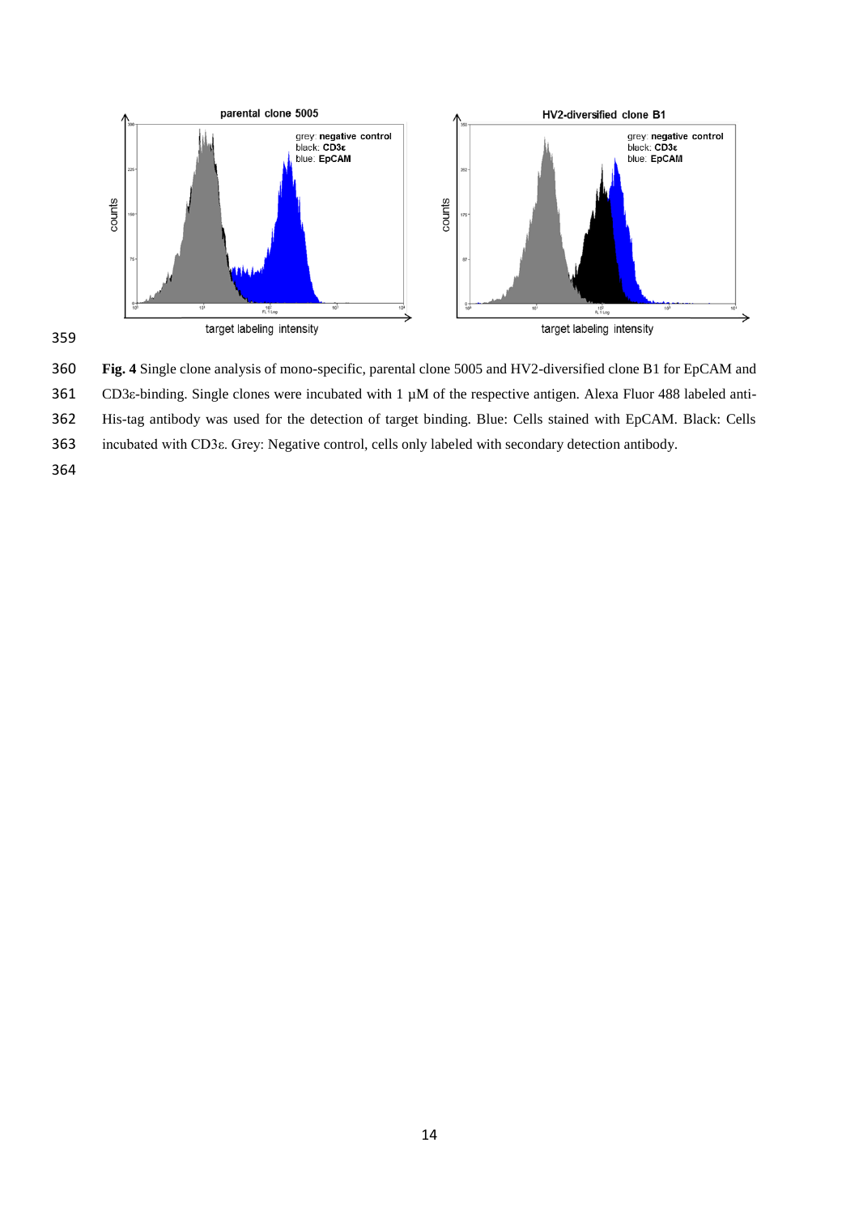**Fig. 4** Single clone analysis of mono-specific, parental clone 5005 and HV2-diversified clone B1 for EpCAM and CD3ε-binding. Single clones were incubated with 1 µM of the respective antigen. Alexa Fluor 488 labeled anti-His-tag antibody was used for the detection of target binding. Blue: Cells stained with EpCAM. Black: Cells incubated with CD3ε. Grey: Negative control, cells only labeled with secondary detection antibody.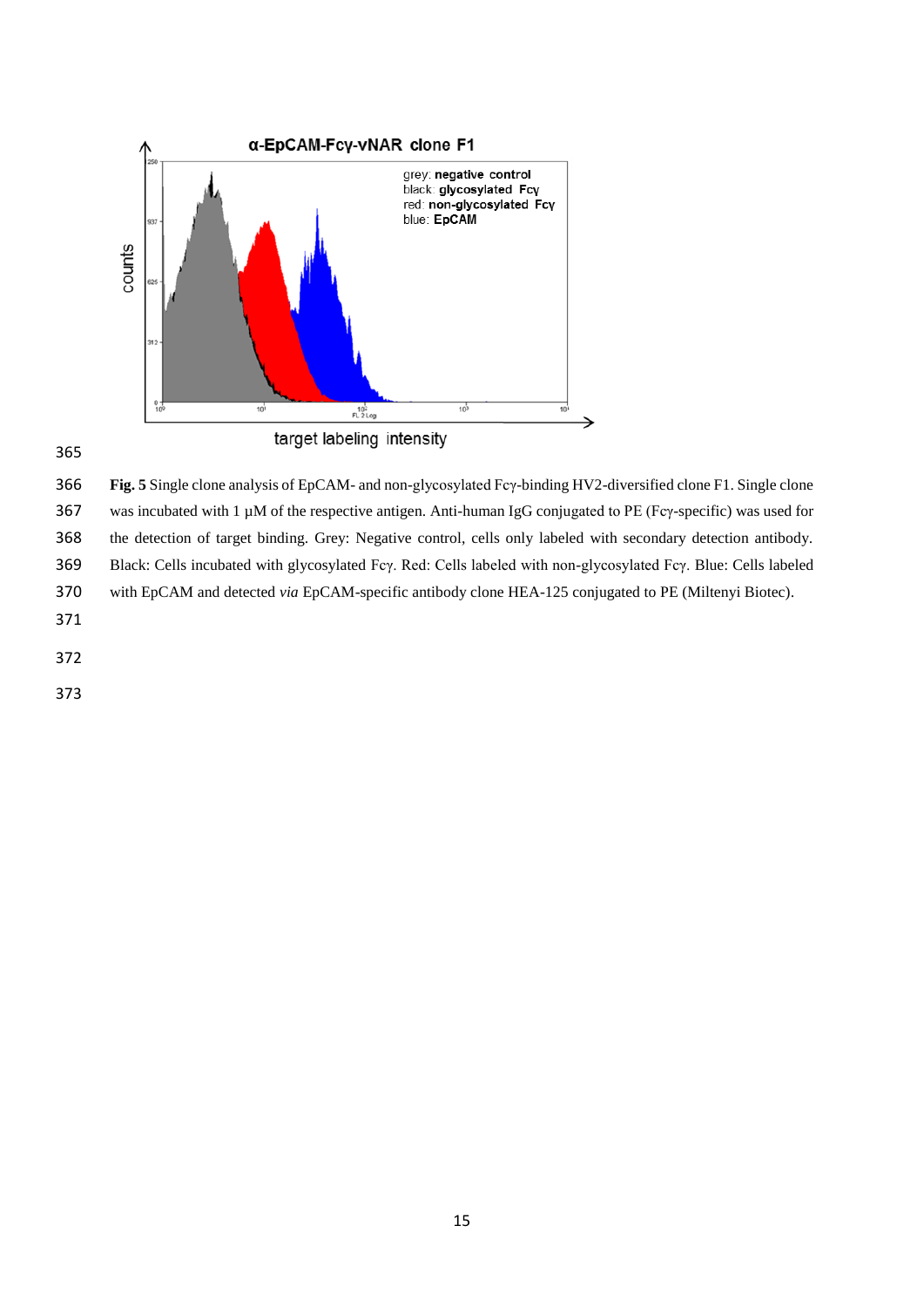**Fig. 5** Single clone analysis of EpCAM- and non-glycosylated Fcγ-binding HV2-diversified clone F1. Single clone was incubated with 1 µM of the respective antigen. Anti-human IgG conjugated to PE (Fcγ-specific) was used for the detection of target binding. Grey: Negative control, cells only labeled with secondary detection antibody. Black: Cells incubated with glycosylated Fcγ. Red: Cells labeled with non-glycosylated Fcγ. Blue: Cells labeled with EpCAM and detected *via* EpCAM-specific antibody clone HEA-125 conjugated to PE (Miltenyi Biotec).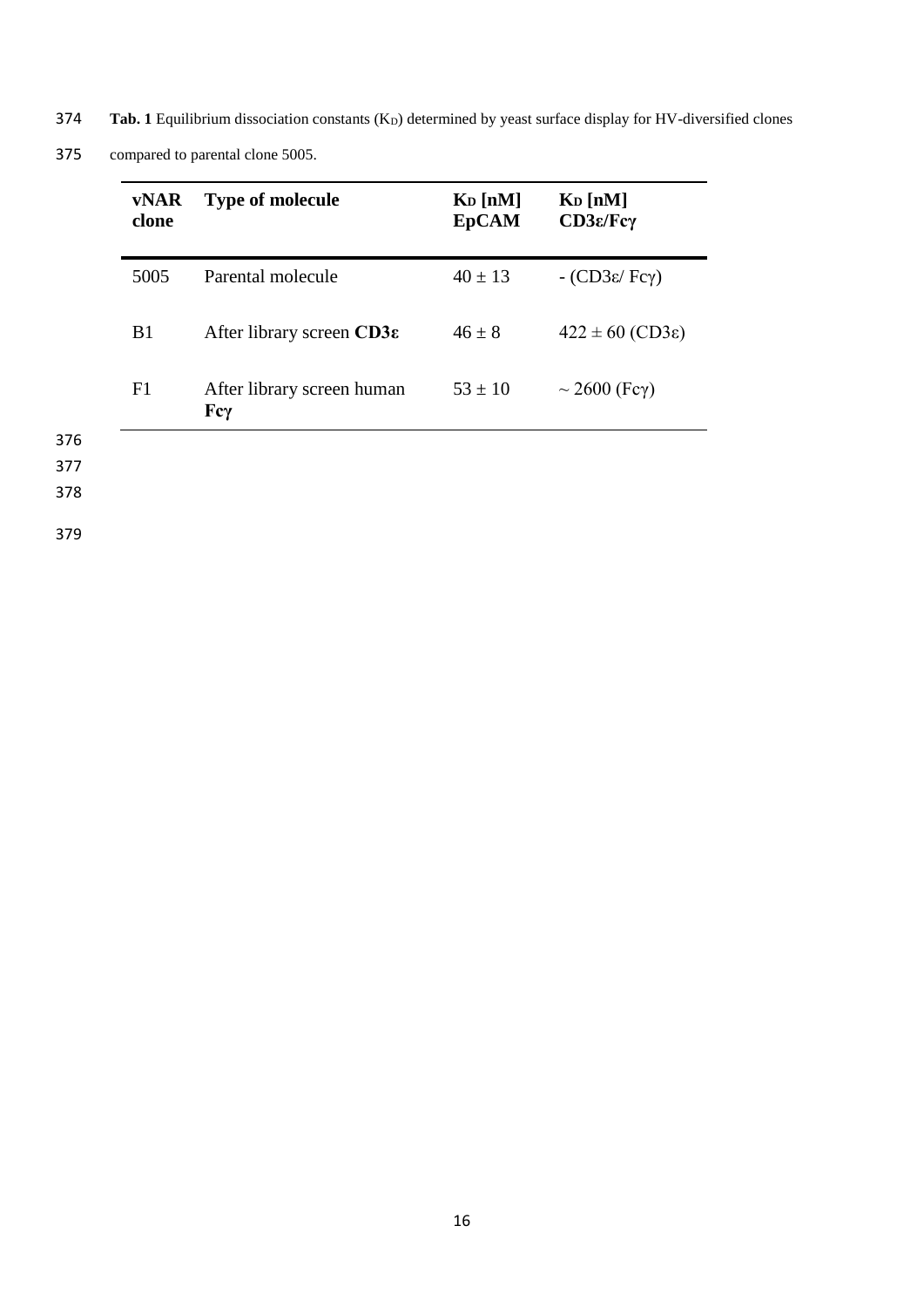**Tab. 1** Equilibrium dissociation constants ($K_D$) determined by yeast surface display for HV-diversified clones compared to parental clone 5005.

| **vNAR clone** | **Type of molecule** | **$K_D$ [nM] EpCAM** | **$K_D$ [nM] CD3ε/Fcγ** |
|---|---|---|---|
| 5005 | Parental molecule | 40 ± 13 | - (CD3ε/ Fcγ) |
| B1 | After library screen **CD3ε** | 46 ± 8 | 422 ± 60 (CD3ε) |
| F1 | After library screen human **Fcγ** | 53 ± 10 | ~ 2600 (Fcγ) |